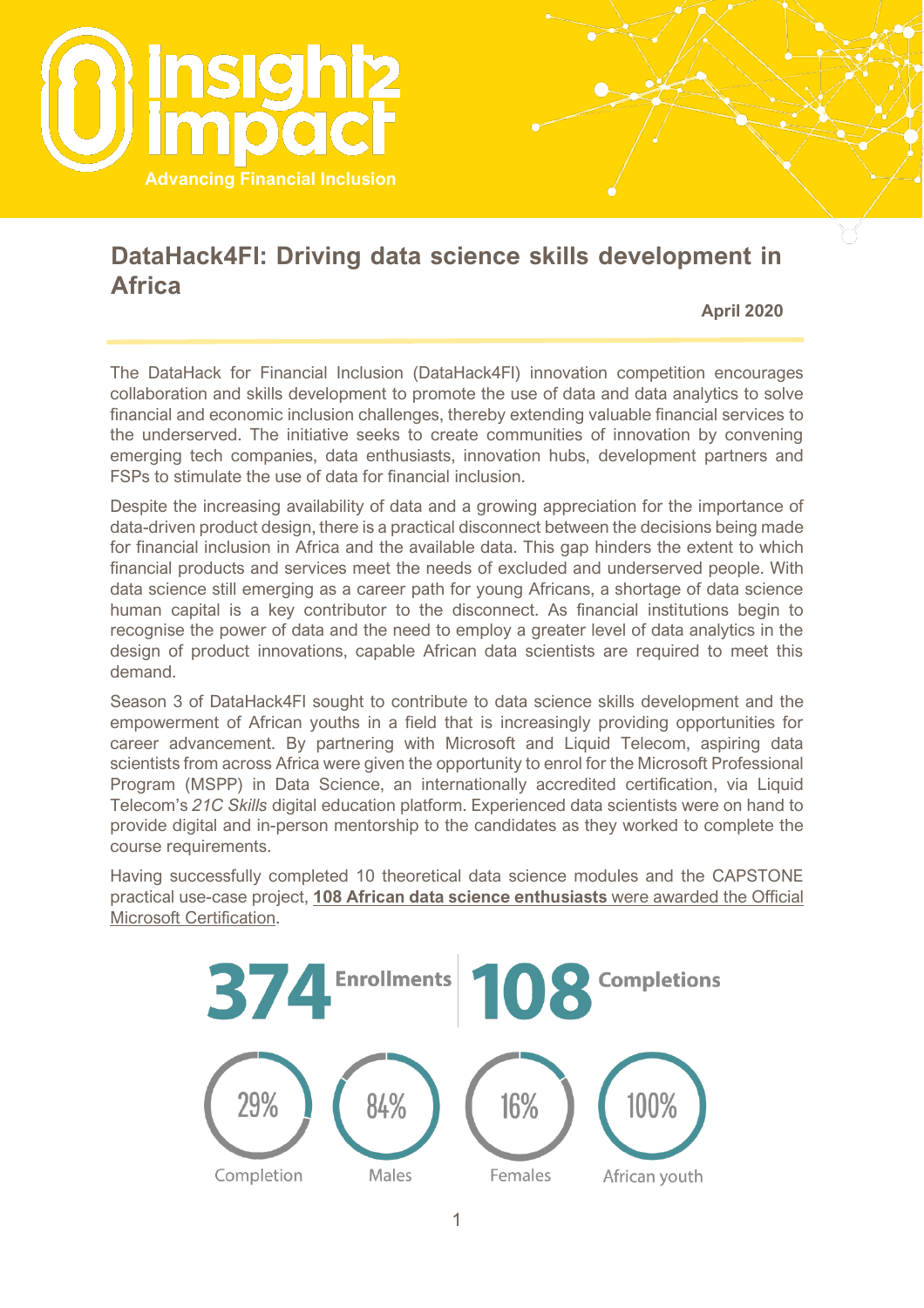Insight2Impact — Advancing Financial Inclusion

# DataHack4FI: Driving data science skills development in Africa

**April 2020**

The DataHack for Financial Inclusion (DataHack4FI) innovation competition encourages collaboration and skills development to promote the use of data and data analytics to solve financial and economic inclusion challenges, thereby extending valuable financial services to the underserved. The initiative seeks to create communities of innovation by convening emerging tech companies, data enthusiasts, innovation hubs, development partners and FSPs to stimulate the use of data for financial inclusion.

Despite the increasing availability of data and a growing appreciation for the importance of data-driven product design, there is a practical disconnect between the decisions being made for financial inclusion in Africa and the available data. This gap hinders the extent to which financial products and services meet the needs of excluded and underserved people. With data science still emerging as a career path for young Africans, a shortage of data science human capital is a key contributor to the disconnect. As financial institutions begin to recognise the power of data and the need to employ a greater level of data analytics in the design of product innovations, capable African data scientists are required to meet this demand.

Season 3 of DataHack4FI sought to contribute to data science skills development and the empowerment of African youths in a field that is increasingly providing opportunities for career advancement. By partnering with Microsoft and Liquid Telecom, aspiring data scientists from across Africa were given the opportunity to enrol for the Microsoft Professional Program (MSPP) in Data Science, an internationally accredited certification, via Liquid Telecom's *21C Skills* digital education platform. Experienced data scientists were on hand to provide digital and in-person mentorship to the candidates as they worked to complete the course requirements.

Having successfully completed 10 theoretical data science modules and the CAPSTONE practical use-case project, **108 African data science enthusiasts** were awarded the Official Microsoft Certification.

**374** Enrollments | **108** Completions

- 29% Completion
- 84% Males
- 16% Females
- 100% African youth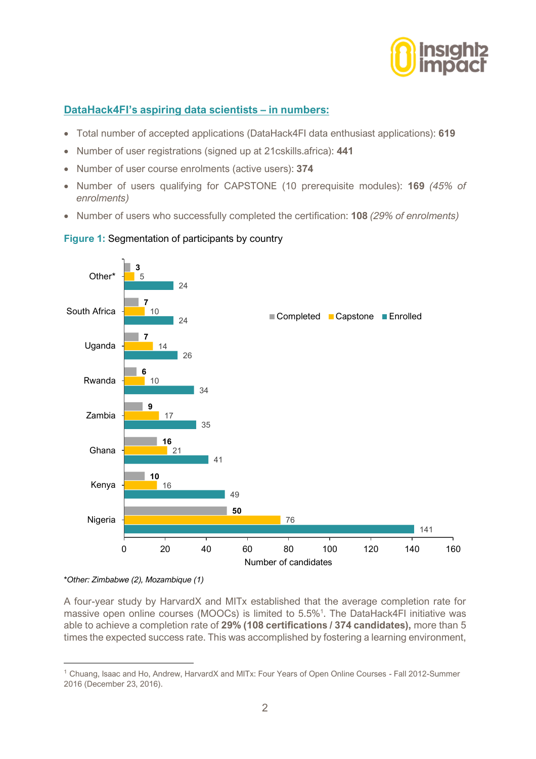## DataHack4FI's aspiring data scientists – in numbers:

- Total number of accepted applications (DataHack4FI data enthusiast applications): **619**
- Number of user registrations (signed up at 21cskills.africa): **441**
- Number of user course enrolments (active users): **374**
- Number of users qualifying for CAPSTONE (10 prerequisite modules): **169** *(45% of enrolments)*
- Number of users who successfully completed the certification: **108** *(29% of enrolments)*

**Figure 1:** Segmentation of participants by country

| Country | Completed | Capstone | Enrolled |
|---|---|---|---|
| Other* | 3 | 5 | 24 |
| South Africa | 7 | 10 | 24 |
| Uganda | 7 | 14 | 26 |
| Rwanda | 6 | 10 | 34 |
| Zambia | 9 | 17 | 35 |
| Ghana | 16 | 21 | 41 |
| Kenya | 10 | 16 | 49 |
| Nigeria | 50 | 76 | 141 |

Number of candidates

*\*Other: Zimbabwe (2), Mozambique (1)*

A four-year study by HarvardX and MITx established that the average completion rate for massive open online courses (MOOCs) is limited to 5.5%[1]. The DataHack4FI initiative was able to achieve a completion rate of **29% (108 certifications / 374 candidates),** more than 5 times the expected success rate. This was accomplished by fostering a learning environment,

[1] Chuang, Isaac and Ho, Andrew, HarvardX and MITx: Four Years of Open Online Courses - Fall 2012-Summer 2016 (December 23, 2016).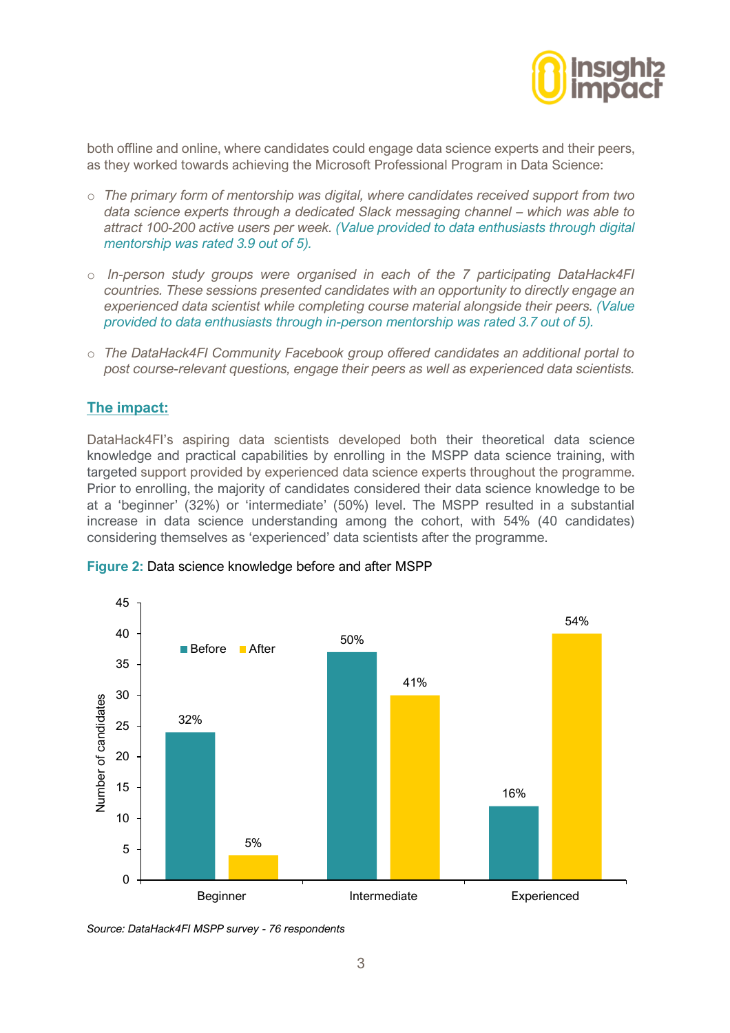both offline and online, where candidates could engage data science experts and their peers, as they worked towards achieving the Microsoft Professional Program in Data Science:

- *The primary form of mentorship was digital, where candidates received support from two data science experts through a dedicated Slack messaging channel – which was able to attract 100-200 active users per week. (Value provided to data enthusiasts through digital mentorship was rated 3.9 out of 5).*
- *In-person study groups were organised in each of the 7 participating DataHack4FI countries. These sessions presented candidates with an opportunity to directly engage an experienced data scientist while completing course material alongside their peers. (Value provided to data enthusiasts through in-person mentorship was rated 3.7 out of 5).*
- *The DataHack4FI Community Facebook group offered candidates an additional portal to post course-relevant questions, engage their peers as well as experienced data scientists.*

## The impact:

DataHack4FI's aspiring data scientists developed both their theoretical data science knowledge and practical capabilities by enrolling in the MSPP data science training, with targeted support provided by experienced data science experts throughout the programme. Prior to enrolling, the majority of candidates considered their data science knowledge to be at a 'beginner' (32%) or 'intermediate' (50%) level. The MSPP resulted in a substantial increase in data science understanding among the cohort, with 54% (40 candidates) considering themselves as 'experienced' data scientists after the programme.

**Figure 2:** Data science knowledge before and after MSPP

| Level | Before | After |
|---|---|---|
| Beginner | 32% | 5% |
| Intermediate | 50% | 41% |
| Experienced | 16% | 54% |

*Source: DataHack4FI MSPP survey - 76 respondents*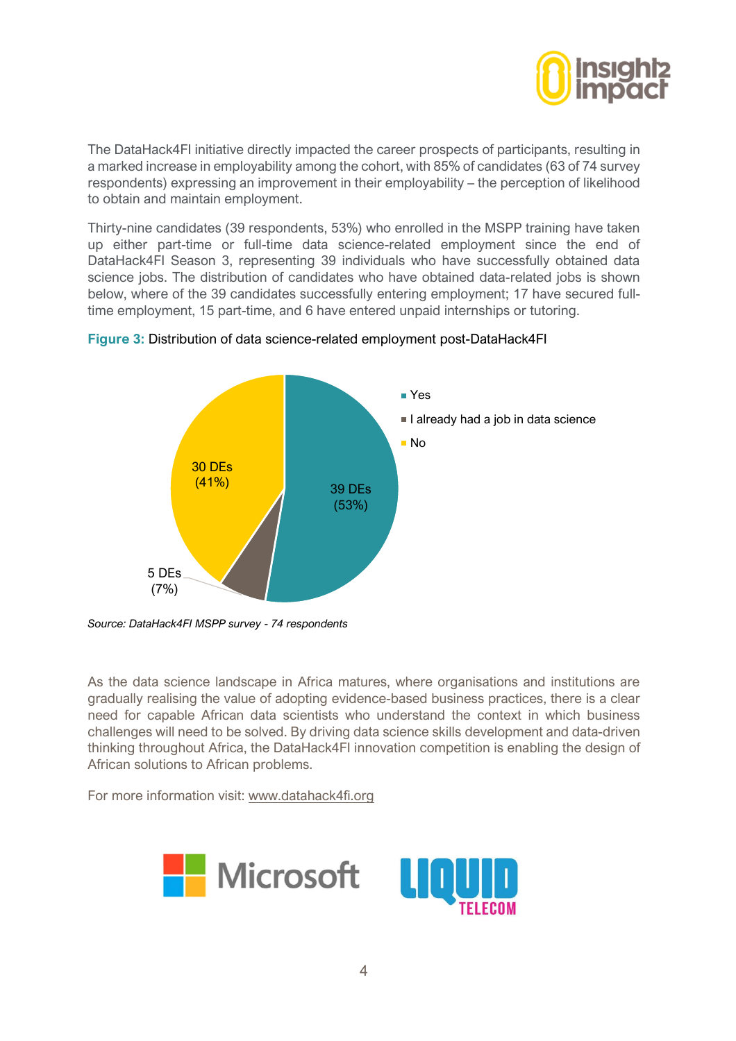The DataHack4FI initiative directly impacted the career prospects of participants, resulting in a marked increase in employability among the cohort, with 85% of candidates (63 of 74 survey respondents) expressing an improvement in their employability – the perception of likelihood to obtain and maintain employment.

Thirty-nine candidates (39 respondents, 53%) who enrolled in the MSPP training have taken up either part-time or full-time data science-related employment since the end of DataHack4FI Season 3, representing 39 individuals who have successfully obtained data science jobs. The distribution of candidates who have obtained data-related jobs is shown below, where of the 39 candidates successfully entering employment; 17 have secured full-time employment, 15 part-time, and 6 have entered unpaid internships or tutoring.

**Figure 3:** Distribution of data science-related employment post-DataHack4FI

| Response | DEs | % |
|---|---|---|
| Yes | 39 | 53% |
| I already had a job in data science | 5 | 7% |
| No | 30 | 41% |

*Source: DataHack4FI MSPP survey - 74 respondents*

As the data science landscape in Africa matures, where organisations and institutions are gradually realising the value of adopting evidence-based business practices, there is a clear need for capable African data scientists who understand the context in which business challenges will need to be solved. By driving data science skills development and data-driven thinking throughout Africa, the DataHack4FI innovation competition is enabling the design of African solutions to African problems.

For more information visit: www.datahack4fi.org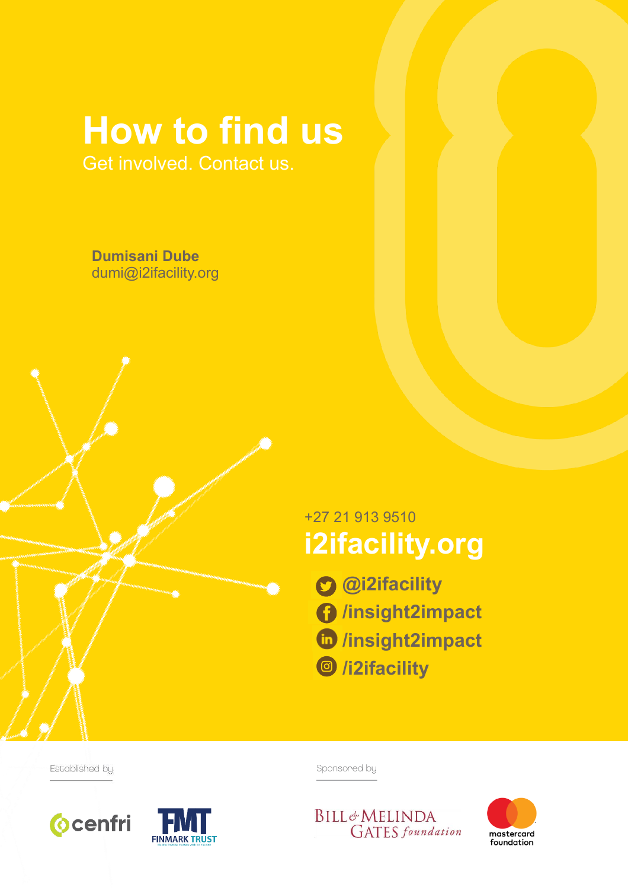# How to find us

Get involved. Contact us.

**Dumisani Dube**
dumi@i2ifacility.org

+27 21 913 9510

**i2ifacility.org**

**@i2ifacility**
**/insight2impact**
**/insight2impact**
**/i2ifacility**

Established by

cenfri
FMT FINMARK TRUST

Sponsored by

BILL & MELINDA GATES foundation
mastercard foundation